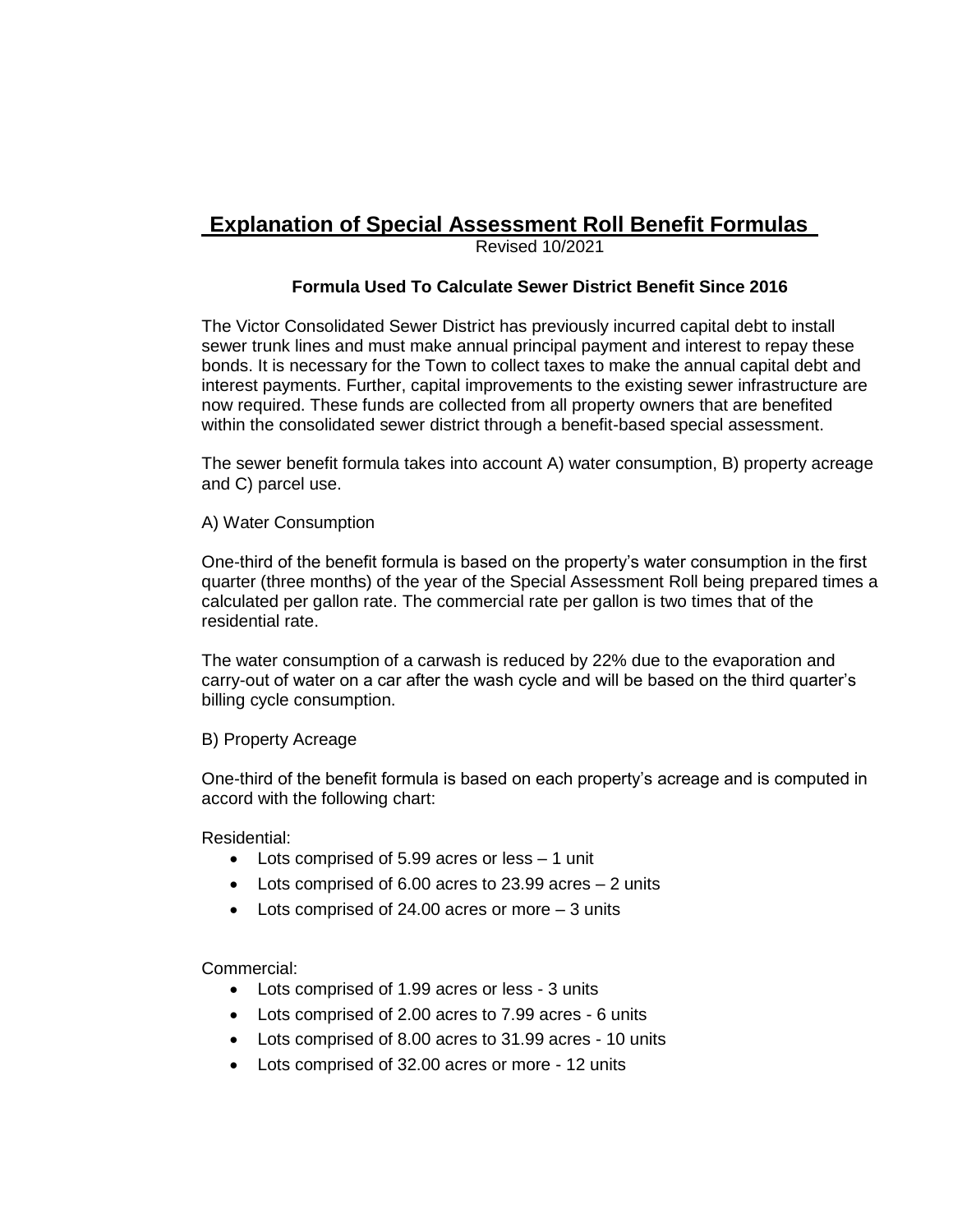# Explanation of Special Assessment Roll Benefit Formulas

Revised 10/2021

### Formula Used To Calculate Sewer District Benefit Since 2016

The Victor Consolidated Sewer District has previously incurred capital debt to install sewer trunk lines and must make annual principal payment and interest to repay these bonds. It is necessary for the Town to collect taxes to make the annual capital debt and interest payments. Further, capital improvements to the existing sewer infrastructure are now required. These funds are collected from all property owners that are benefited within the consolidated sewer district through a benefit-based special assessment.

The sewer benefit formula takes into account A) water consumption, B) property acreage and C) parcel use.

A) Water Consumption

One-third of the benefit formula is based on the property's water consumption in the first quarter (three months) of the year of the Special Assessment Roll being prepared times a calculated per gallon rate. The commercial rate per gallon is two times that of the residential rate.

The water consumption of a carwash is reduced by 22% due to the evaporation and carry-out of water on a car after the wash cycle and will be based on the third quarter's billing cycle consumption.

B) Property Acreage

One-third of the benefit formula is based on each property's acreage and is computed in accord with the following chart:

Residential:

- Lots comprised of 5.99 acres or less – 1 unit
- Lots comprised of 6.00 acres to 23.99 acres – 2 units
- Lots comprised of 24.00 acres or more – 3 units

Commercial:

- Lots comprised of 1.99 acres or less - 3 units
- Lots comprised of 2.00 acres to 7.99 acres - 6 units
- Lots comprised of 8.00 acres to 31.99 acres - 10 units
- Lots comprised of 32.00 acres or more - 12 units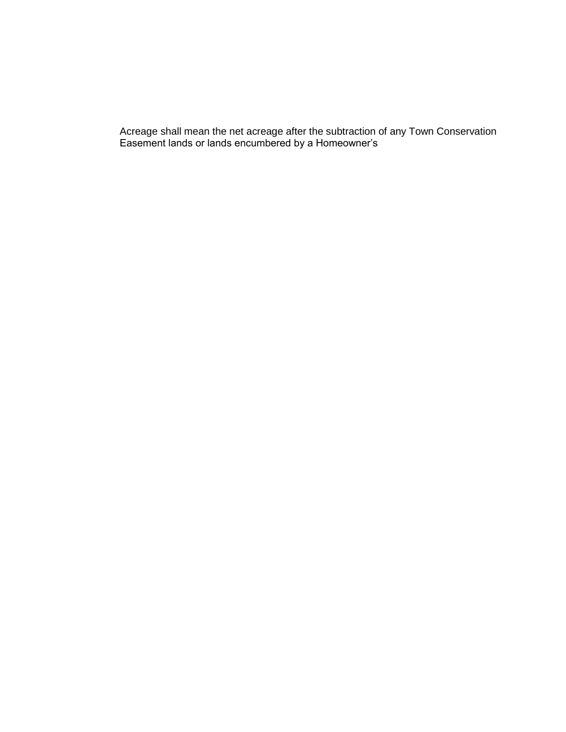Acreage shall mean the net acreage after the subtraction of any Town Conservation Easement lands or lands encumbered by a Homeowner's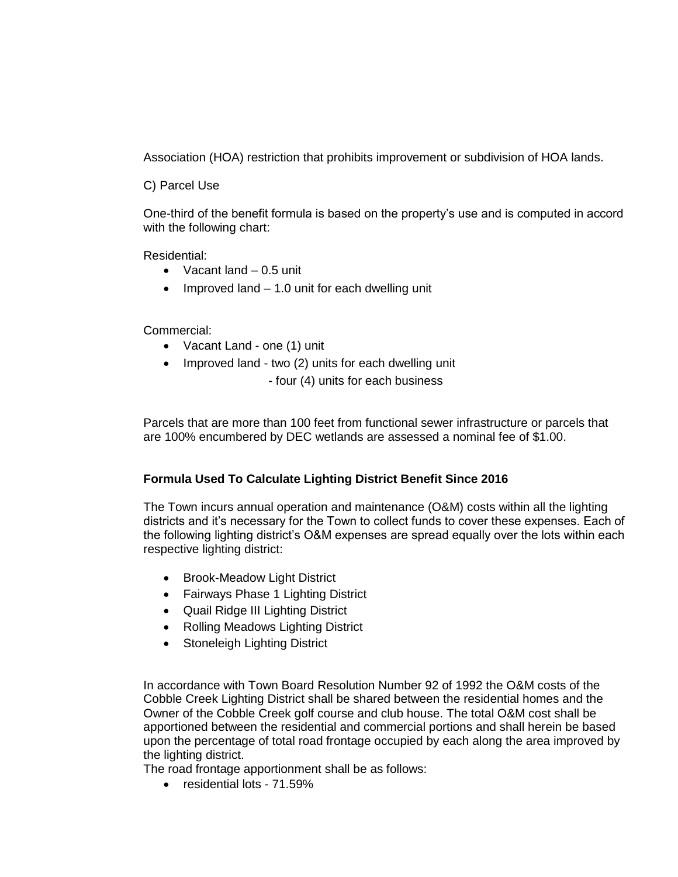Association (HOA) restriction that prohibits improvement or subdivision of HOA lands.

C) Parcel Use

One-third of the benefit formula is based on the property's use and is computed in accord with the following chart:

Residential:

- Vacant land – 0.5 unit
- Improved land – 1.0 unit for each dwelling unit

Commercial:

- Vacant Land - one (1) unit
- Improved land - two (2) units for each dwelling unit
  - four (4) units for each business

Parcels that are more than 100 feet from functional sewer infrastructure or parcels that are 100% encumbered by DEC wetlands are assessed a nominal fee of $1.00.

**Formula Used To Calculate Lighting District Benefit Since 2016**

The Town incurs annual operation and maintenance (O&M) costs within all the lighting districts and it's necessary for the Town to collect funds to cover these expenses. Each of the following lighting district's O&M expenses are spread equally over the lots within each respective lighting district:

- Brook-Meadow Light District
- Fairways Phase 1 Lighting District
- Quail Ridge III Lighting District
- Rolling Meadows Lighting District
- Stoneleigh Lighting District

In accordance with Town Board Resolution Number 92 of 1992 the O&M costs of the Cobble Creek Lighting District shall be shared between the residential homes and the Owner of the Cobble Creek golf course and club house. The total O&M cost shall be apportioned between the residential and commercial portions and shall herein be based upon the percentage of total road frontage occupied by each along the area improved by the lighting district.

The road frontage apportionment shall be as follows:

- residential lots - 71.59%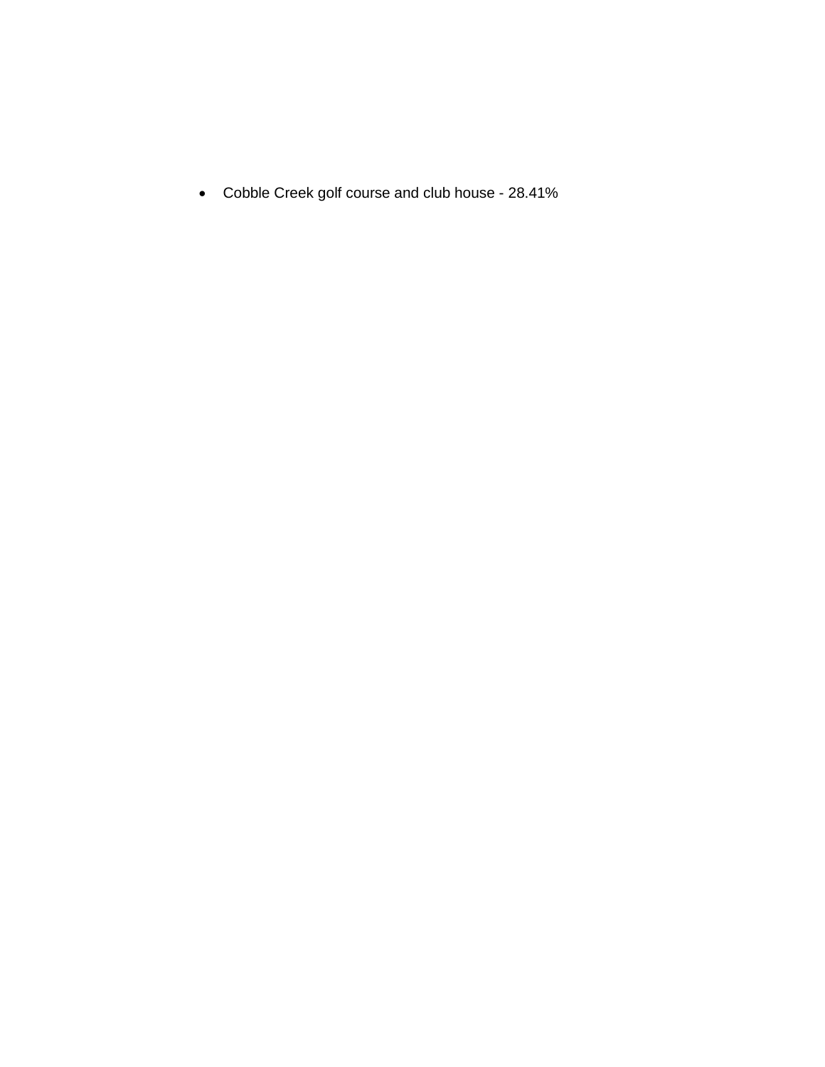- Cobble Creek golf course and club house - 28.41%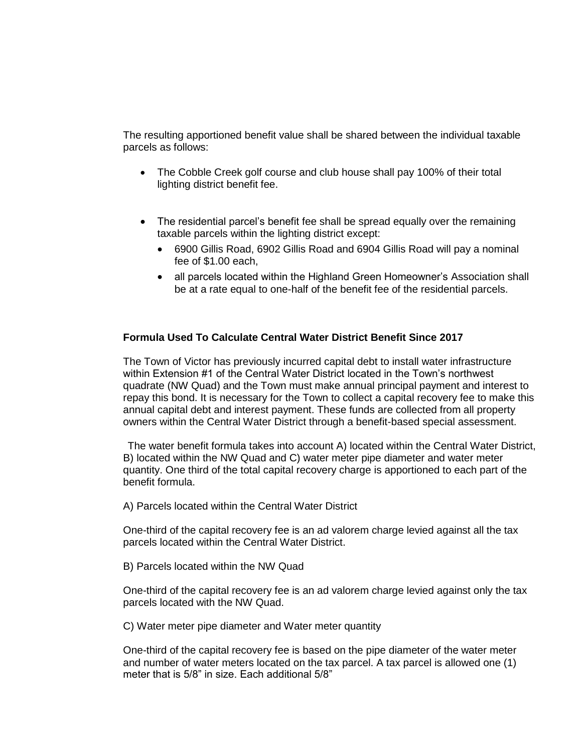The resulting apportioned benefit value shall be shared between the individual taxable parcels as follows:

- The Cobble Creek golf course and club house shall pay 100% of their total lighting district benefit fee.

- The residential parcel's benefit fee shall be spread equally over the remaining taxable parcels within the lighting district except:
  - 6900 Gillis Road, 6902 Gillis Road and 6904 Gillis Road will pay a nominal fee of $1.00 each,
  - all parcels located within the Highland Green Homeowner's Association shall be at a rate equal to one-half of the benefit fee of the residential parcels.

**Formula Used To Calculate Central Water District Benefit Since 2017**

The Town of Victor has previously incurred capital debt to install water infrastructure within Extension #1 of the Central Water District located in the Town's northwest quadrate (NW Quad) and the Town must make annual principal payment and interest to repay this bond. It is necessary for the Town to collect a capital recovery fee to make this annual capital debt and interest payment. These funds are collected from all property owners within the Central Water District through a benefit-based special assessment.

The water benefit formula takes into account A) located within the Central Water District, B) located within the NW Quad and C) water meter pipe diameter and water meter quantity. One third of the total capital recovery charge is apportioned to each part of the benefit formula.

A) Parcels located within the Central Water District

One-third of the capital recovery fee is an ad valorem charge levied against all the tax parcels located within the Central Water District.

B) Parcels located within the NW Quad

One-third of the capital recovery fee is an ad valorem charge levied against only the tax parcels located with the NW Quad.

C) Water meter pipe diameter and Water meter quantity

One-third of the capital recovery fee is based on the pipe diameter of the water meter and number of water meters located on the tax parcel. A tax parcel is allowed one (1) meter that is 5/8" in size. Each additional 5/8"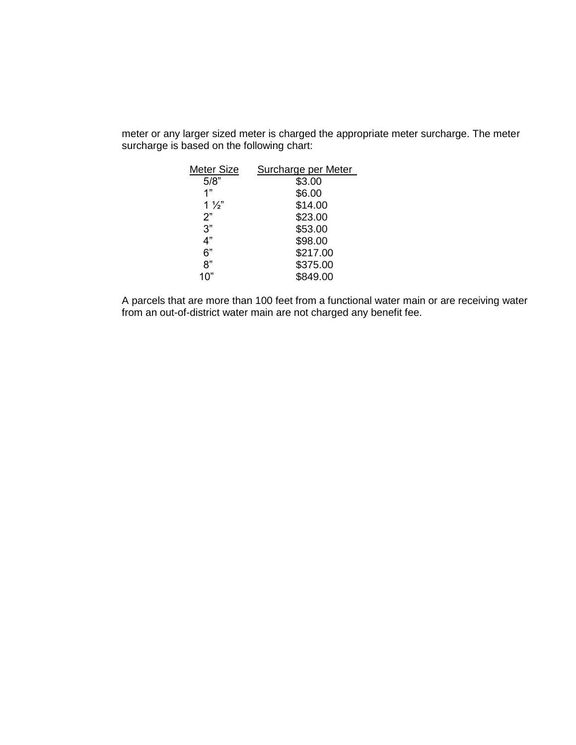meter or any larger sized meter is charged the appropriate meter surcharge. The meter surcharge is based on the following chart:

| Meter Size | Surcharge per Meter |
| --- | --- |
| 5/8” | $3.00 |
| 1” | $6.00 |
| 1 ½” | $14.00 |
| 2” | $23.00 |
| 3” | $53.00 |
| 4” | $98.00 |
| 6” | $217.00 |
| 8” | $375.00 |
| 10” | $849.00 |

A parcels that are more than 100 feet from a functional water main or are receiving water from an out-of-district water main are not charged any benefit fee.